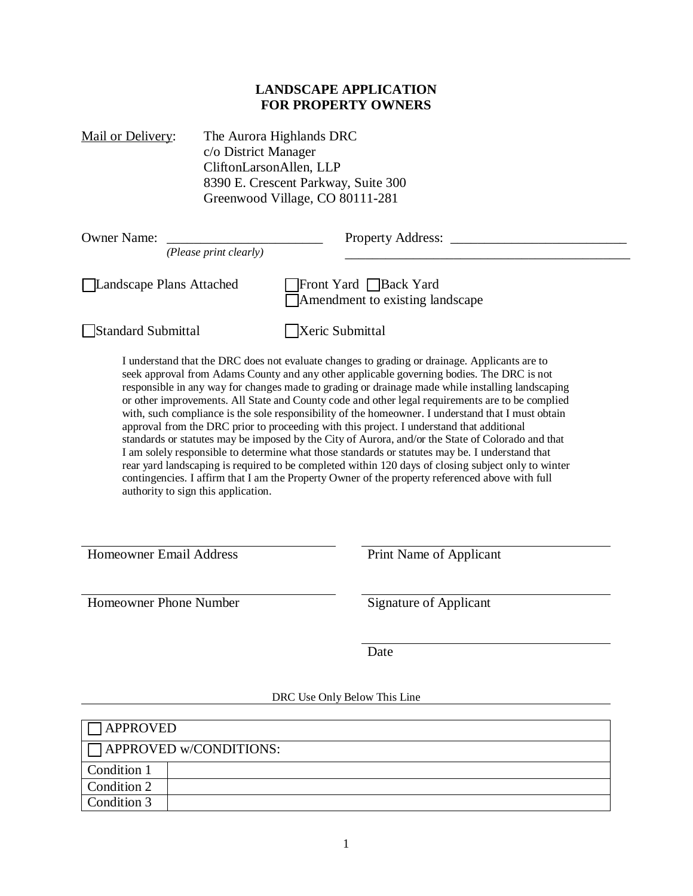# LANDSCAPE APPLICATION
# FOR PROPERTY OWNERS

Mail or Delivery: The Aurora Highlands DRC
c/o District Manager
CliftonLarsonAllen, LLP
8390 E. Crescent Parkway, Suite 300
Greenwood Village, CO 80111-281

Owner Name: ________________________ Property Address: ___________________________
*(Please print clearly)* ____________________________________________

☐ Landscape Plans Attached ☐ Front Yard ☐ Back Yard
☐ Amendment to existing landscape

☐ Standard Submittal ☐ Xeric Submittal

I understand that the DRC does not evaluate changes to grading or drainage. Applicants are to seek approval from Adams County and any other applicable governing bodies. The DRC is not responsible in any way for changes made to grading or drainage made while installing landscaping or other improvements. All State and County code and other legal requirements are to be complied with, such compliance is the sole responsibility of the homeowner. I understand that I must obtain approval from the DRC prior to proceeding with this project. I understand that additional standards or statutes may be imposed by the City of Aurora, and/or the State of Colorado and that I am solely responsible to determine what those standards or statutes may be. I understand that rear yard landscaping is required to be completed within 120 days of closing subject only to winter contingencies. I affirm that I am the Property Owner of the property referenced above with full authority to sign this application.

______________________________ ______________________________
Homeowner Email Address Print Name of Applicant

______________________________ ______________________________
Homeowner Phone Number Signature of Applicant

______________________________
Date

DRC Use Only Below This Line

| ☐ APPROVED | |
|---|---|
| ☐ APPROVED w/CONDITIONS: | |
| Condition 1 | |
| Condition 2 | |
| Condition 3 | |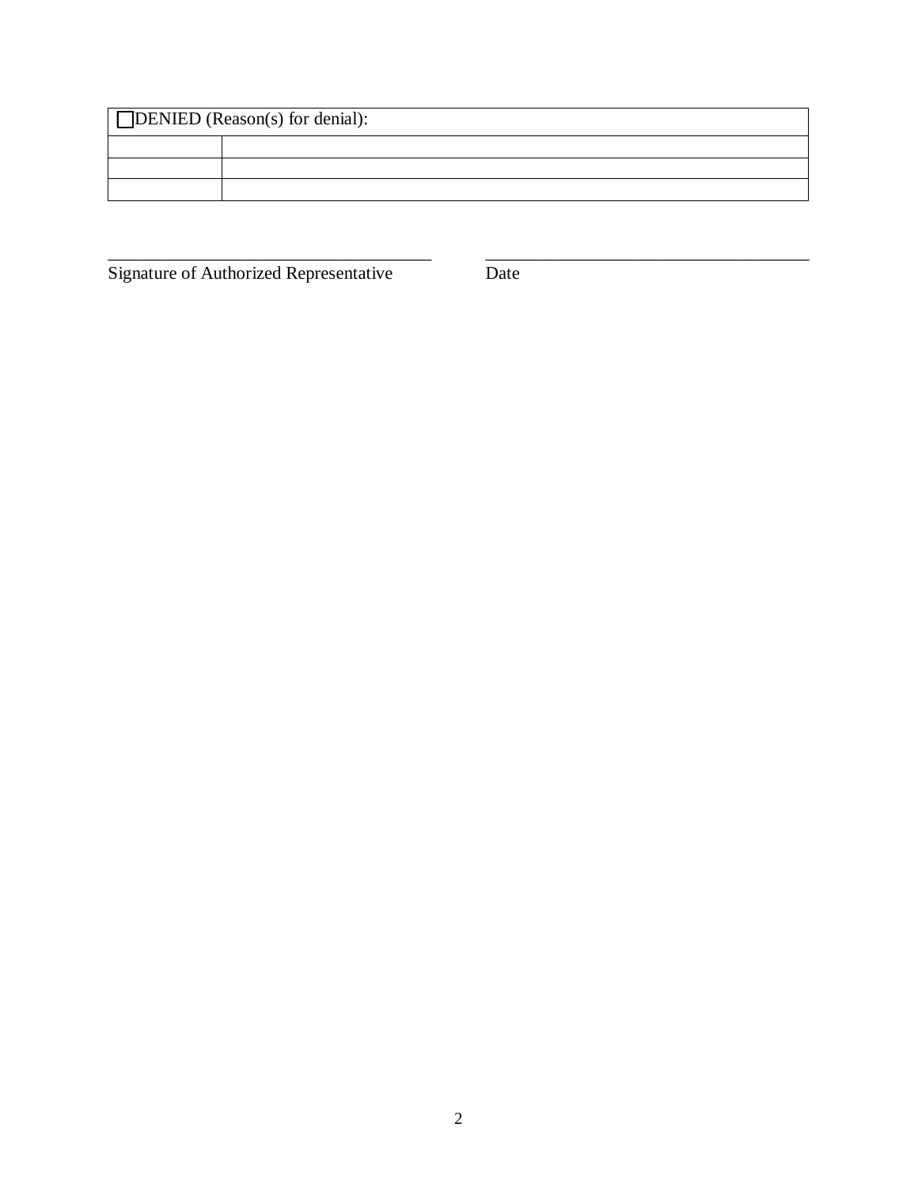| ☐DENIED (Reason(s) for denial): | |
|---|---|
| | |
| | |
| | |

_____________________________________ _____________________________________

Signature of Authorized Representative Date